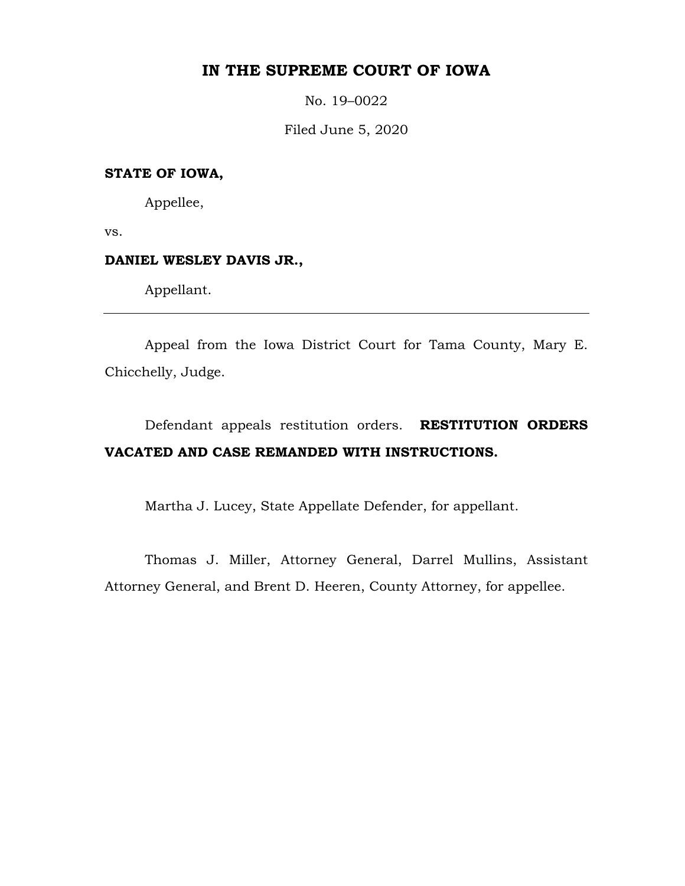# IN THE SUPREME COURT OF IOWA

No. 19–0022

Filed June 5, 2020

**STATE OF IOWA,**

Appellee,

vs.

**DANIEL WESLEY DAVIS JR.,**

Appellant.

---

Appeal from the Iowa District Court for Tama County, Mary E. Chicchelly, Judge.

Defendant appeals restitution orders. **RESTITUTION ORDERS VACATED AND CASE REMANDED WITH INSTRUCTIONS.**

Martha J. Lucey, State Appellate Defender, for appellant.

Thomas J. Miller, Attorney General, Darrel Mullins, Assistant Attorney General, and Brent D. Heeren, County Attorney, for appellee.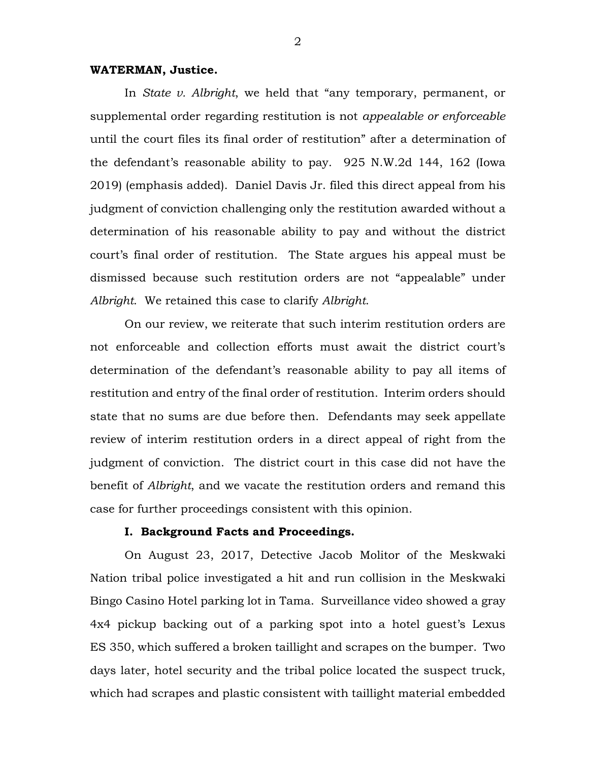**WATERMAN, Justice.**

In *State v. Albright*, we held that "any temporary, permanent, or supplemental order regarding restitution is not *appealable or enforceable* until the court files its final order of restitution" after a determination of the defendant's reasonable ability to pay. 925 N.W.2d 144, 162 (Iowa 2019) (emphasis added). Daniel Davis Jr. filed this direct appeal from his judgment of conviction challenging only the restitution awarded without a determination of his reasonable ability to pay and without the district court's final order of restitution. The State argues his appeal must be dismissed because such restitution orders are not "appealable" under *Albright*. We retained this case to clarify *Albright*.

On our review, we reiterate that such interim restitution orders are not enforceable and collection efforts must await the district court's determination of the defendant's reasonable ability to pay all items of restitution and entry of the final order of restitution. Interim orders should state that no sums are due before then. Defendants may seek appellate review of interim restitution orders in a direct appeal of right from the judgment of conviction. The district court in this case did not have the benefit of *Albright*, and we vacate the restitution orders and remand this case for further proceedings consistent with this opinion.

**I. Background Facts and Proceedings.**

On August 23, 2017, Detective Jacob Molitor of the Meskwaki Nation tribal police investigated a hit and run collision in the Meskwaki Bingo Casino Hotel parking lot in Tama. Surveillance video showed a gray 4x4 pickup backing out of a parking spot into a hotel guest's Lexus ES 350, which suffered a broken taillight and scrapes on the bumper. Two days later, hotel security and the tribal police located the suspect truck, which had scrapes and plastic consistent with taillight material embedded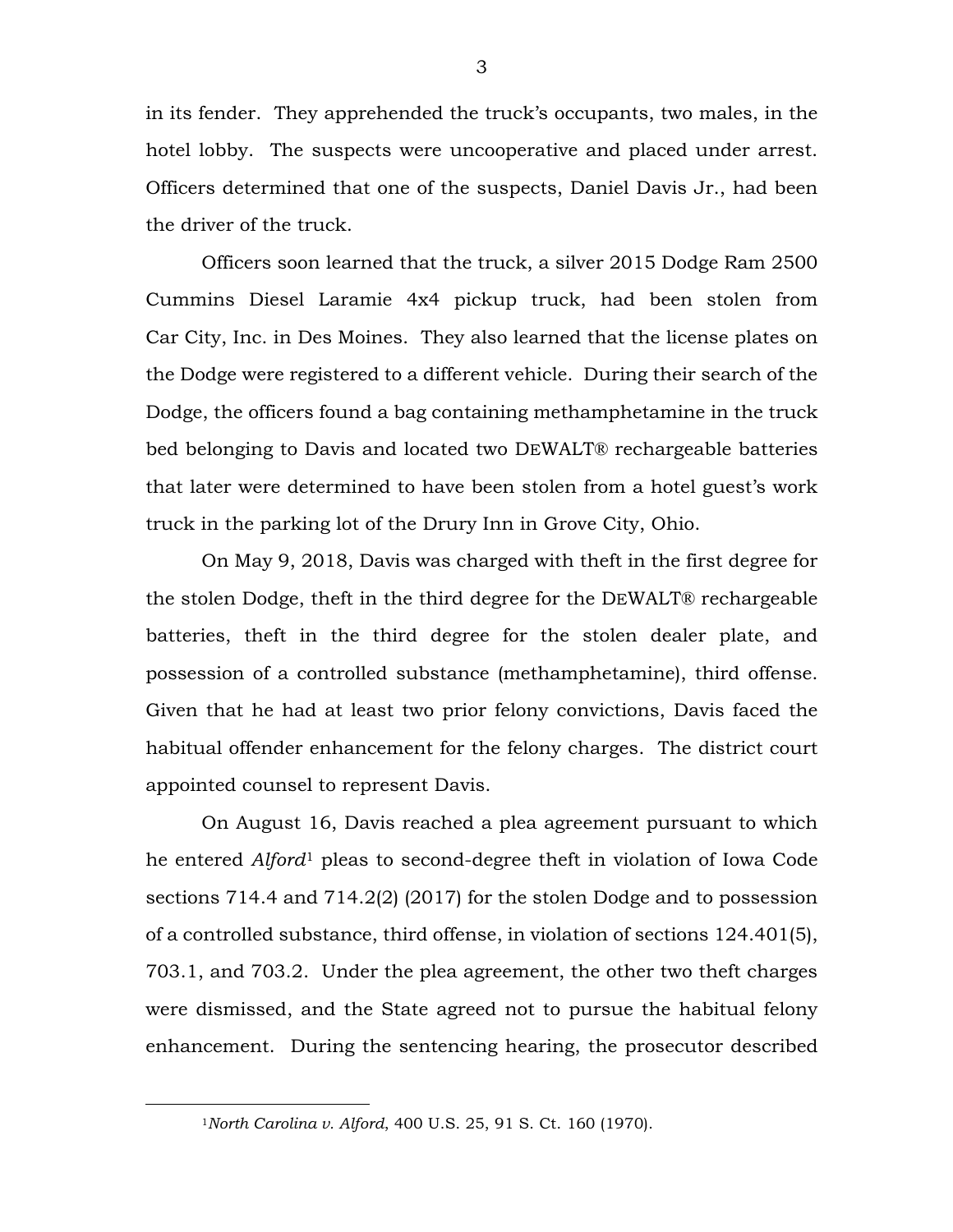in its fender. They apprehended the truck's occupants, two males, in the hotel lobby. The suspects were uncooperative and placed under arrest. Officers determined that one of the suspects, Daniel Davis Jr., had been the driver of the truck.

Officers soon learned that the truck, a silver 2015 Dodge Ram 2500 Cummins Diesel Laramie 4x4 pickup truck, had been stolen from Car City, Inc. in Des Moines. They also learned that the license plates on the Dodge were registered to a different vehicle. During their search of the Dodge, the officers found a bag containing methamphetamine in the truck bed belonging to Davis and located two DEWALT® rechargeable batteries that later were determined to have been stolen from a hotel guest's work truck in the parking lot of the Drury Inn in Grove City, Ohio.

On May 9, 2018, Davis was charged with theft in the first degree for the stolen Dodge, theft in the third degree for the DEWALT® rechargeable batteries, theft in the third degree for the stolen dealer plate, and possession of a controlled substance (methamphetamine), third offense. Given that he had at least two prior felony convictions, Davis faced the habitual offender enhancement for the felony charges. The district court appointed counsel to represent Davis.

On August 16, Davis reached a plea agreement pursuant to which he entered *Alford*[1] pleas to second-degree theft in violation of Iowa Code sections 714.4 and 714.2(2) (2017) for the stolen Dodge and to possession of a controlled substance, third offense, in violation of sections 124.401(5), 703.1, and 703.2. Under the plea agreement, the other two theft charges were dismissed, and the State agreed not to pursue the habitual felony enhancement. During the sentencing hearing, the prosecutor described

[1] *North Carolina v. Alford*, 400 U.S. 25, 91 S. Ct. 160 (1970).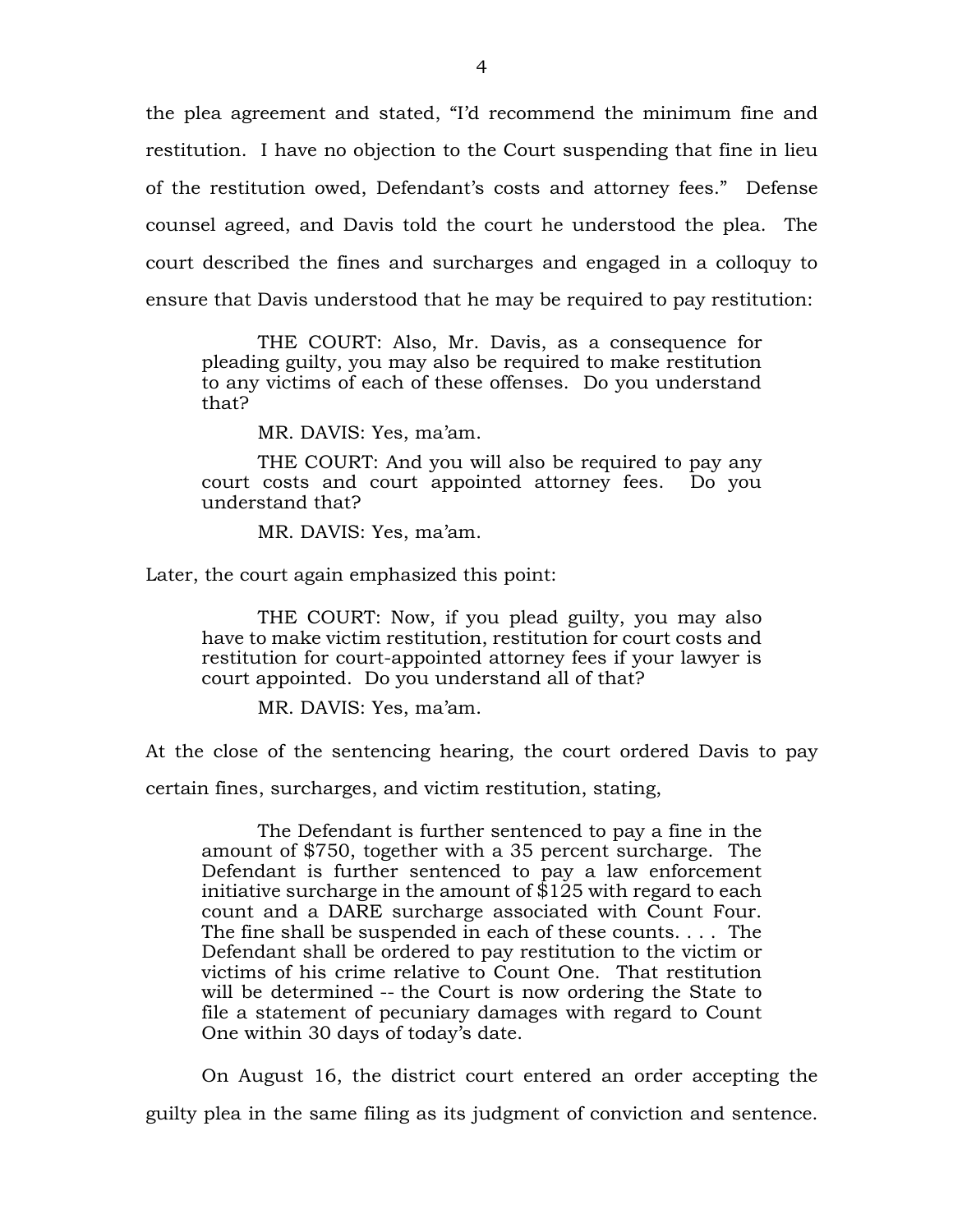the plea agreement and stated, "I'd recommend the minimum fine and restitution. I have no objection to the Court suspending that fine in lieu of the restitution owed, Defendant's costs and attorney fees." Defense counsel agreed, and Davis told the court he understood the plea. The court described the fines and surcharges and engaged in a colloquy to ensure that Davis understood that he may be required to pay restitution:

> THE COURT: Also, Mr. Davis, as a consequence for pleading guilty, you may also be required to make restitution to any victims of each of these offenses. Do you understand that?
>
> MR. DAVIS: Yes, ma'am.
>
> THE COURT: And you will also be required to pay any court costs and court appointed attorney fees. Do you understand that?
>
> MR. DAVIS: Yes, ma'am.

Later, the court again emphasized this point:

> THE COURT: Now, if you plead guilty, you may also have to make victim restitution, restitution for court costs and restitution for court-appointed attorney fees if your lawyer is court appointed. Do you understand all of that?
>
> MR. DAVIS: Yes, ma'am.

At the close of the sentencing hearing, the court ordered Davis to pay certain fines, surcharges, and victim restitution, stating,

> The Defendant is further sentenced to pay a fine in the amount of $750, together with a 35 percent surcharge. The Defendant is further sentenced to pay a law enforcement initiative surcharge in the amount of $125 with regard to each count and a DARE surcharge associated with Count Four. The fine shall be suspended in each of these counts. . . . The Defendant shall be ordered to pay restitution to the victim or victims of his crime relative to Count One. That restitution will be determined -- the Court is now ordering the State to file a statement of pecuniary damages with regard to Count One within 30 days of today's date.

On August 16, the district court entered an order accepting the guilty plea in the same filing as its judgment of conviction and sentence.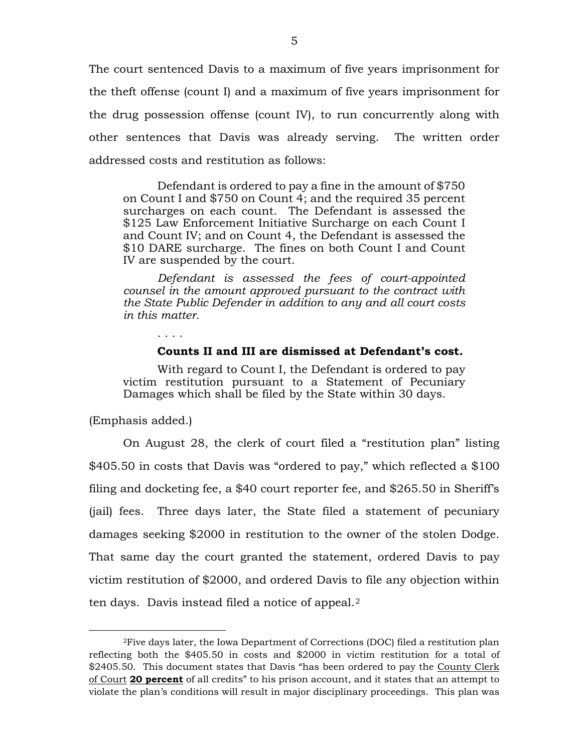The court sentenced Davis to a maximum of five years imprisonment for the theft offense (count I) and a maximum of five years imprisonment for the drug possession offense (count IV), to run concurrently along with other sentences that Davis was already serving. The written order addressed costs and restitution as follows:

> Defendant is ordered to pay a fine in the amount of $750 on Count I and $750 on Count 4; and the required 35 percent surcharges on each count. The Defendant is assessed the $125 Law Enforcement Initiative Surcharge on each Count I and Count IV; and on Count 4, the Defendant is assessed the $10 DARE surcharge. The fines on both Count I and Count IV are suspended by the court.
>
> *Defendant is assessed the fees of court-appointed counsel in the amount approved pursuant to the contract with the State Public Defender in addition to any and all court costs in this matter.*
>
> . . . .
>
> **Counts II and III are dismissed at Defendant's cost.**
>
> With regard to Count I, the Defendant is ordered to pay victim restitution pursuant to a Statement of Pecuniary Damages which shall be filed by the State within 30 days.

(Emphasis added.)

On August 28, the clerk of court filed a "restitution plan" listing $405.50 in costs that Davis was "ordered to pay," which reflected a $100 filing and docketing fee, a $40 court reporter fee, and $265.50 in Sheriff's (jail) fees. Three days later, the State filed a statement of pecuniary damages seeking $2000 in restitution to the owner of the stolen Dodge. That same day the court granted the statement, ordered Davis to pay victim restitution of $2000, and ordered Davis to file any objection within ten days. Davis instead filed a notice of appeal.[2]

---

[2]Five days later, the Iowa Department of Corrections (DOC) filed a restitution plan reflecting both the $405.50 in costs and $2000 in victim restitution for a total of $2405.50. This document states that Davis "has been ordered to pay the County Clerk of Court **20 percent** of all credits" to his prison account, and it states that an attempt to violate the plan's conditions will result in major disciplinary proceedings. This plan was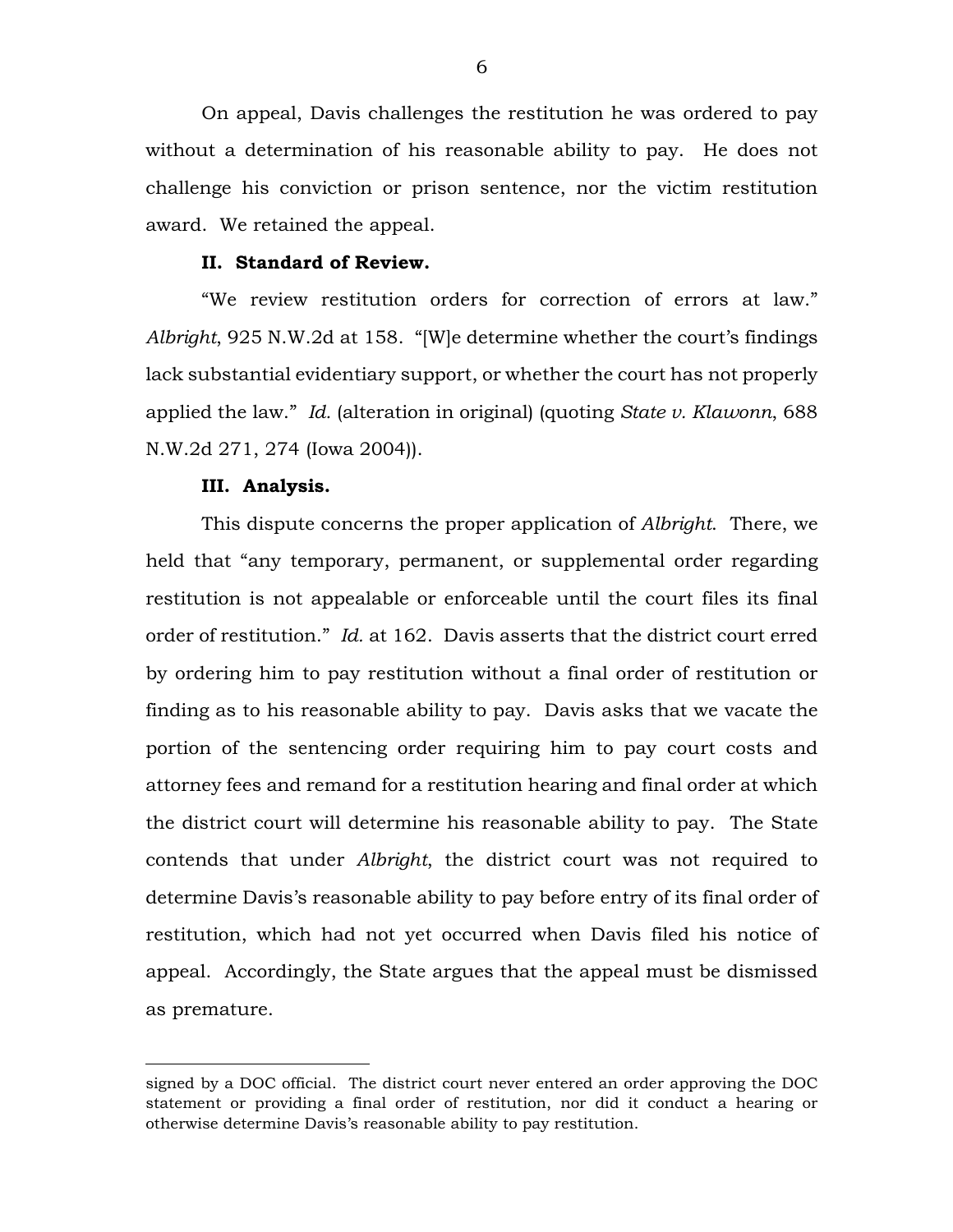On appeal, Davis challenges the restitution he was ordered to pay without a determination of his reasonable ability to pay. He does not challenge his conviction or prison sentence, nor the victim restitution award. We retained the appeal.

## II. Standard of Review.

"We review restitution orders for correction of errors at law." *Albright*, 925 N.W.2d at 158. "[W]e determine whether the court's findings lack substantial evidentiary support, or whether the court has not properly applied the law." *Id.* (alteration in original) (quoting *State v. Klawonn*, 688 N.W.2d 271, 274 (Iowa 2004)).

## III. Analysis.

This dispute concerns the proper application of *Albright*. There, we held that "any temporary, permanent, or supplemental order regarding restitution is not appealable or enforceable until the court files its final order of restitution." *Id.* at 162. Davis asserts that the district court erred by ordering him to pay restitution without a final order of restitution or finding as to his reasonable ability to pay. Davis asks that we vacate the portion of the sentencing order requiring him to pay court costs and attorney fees and remand for a restitution hearing and final order at which the district court will determine his reasonable ability to pay. The State contends that under *Albright*, the district court was not required to determine Davis's reasonable ability to pay before entry of its final order of restitution, which had not yet occurred when Davis filed his notice of appeal. Accordingly, the State argues that the appeal must be dismissed as premature.

---

signed by a DOC official. The district court never entered an order approving the DOC statement or providing a final order of restitution, nor did it conduct a hearing or otherwise determine Davis's reasonable ability to pay restitution.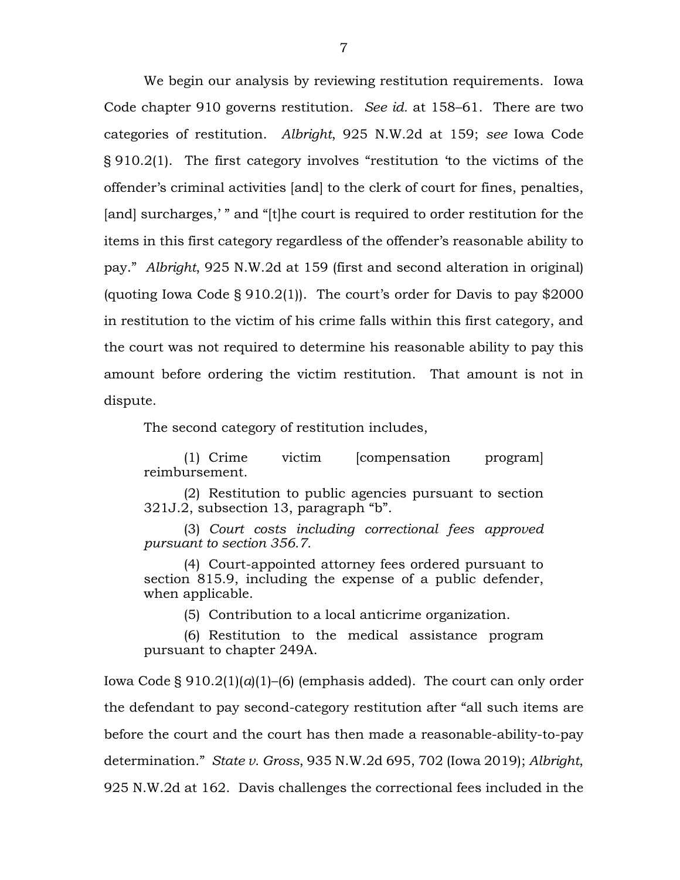We begin our analysis by reviewing restitution requirements. Iowa Code chapter 910 governs restitution. *See id.* at 158–61. There are two categories of restitution. *Albright*, 925 N.W.2d at 159; *see* Iowa Code § 910.2(1). The first category involves "restitution 'to the victims of the offender's criminal activities [and] to the clerk of court for fines, penalties, [and] surcharges,' " and "[t]he court is required to order restitution for the items in this first category regardless of the offender's reasonable ability to pay." *Albright*, 925 N.W.2d at 159 (first and second alteration in original) (quoting Iowa Code § 910.2(1)). The court's order for Davis to pay $2000 in restitution to the victim of his crime falls within this first category, and the court was not required to determine his reasonable ability to pay this amount before ordering the victim restitution. That amount is not in dispute.

The second category of restitution includes,

> (1) Crime victim [compensation program] reimbursement.
>
> (2) Restitution to public agencies pursuant to section 321J.2, subsection 13, paragraph "b".
>
> (3) *Court costs including correctional fees approved pursuant to section 356.7.*
>
> (4) Court-appointed attorney fees ordered pursuant to section 815.9, including the expense of a public defender, when applicable.
>
> (5) Contribution to a local anticrime organization.
>
> (6) Restitution to the medical assistance program pursuant to chapter 249A.

Iowa Code § 910.2(1)(*a*)(1)–(6) (emphasis added). The court can only order the defendant to pay second-category restitution after "all such items are before the court and the court has then made a reasonable-ability-to-pay determination." *State v. Gross*, 935 N.W.2d 695, 702 (Iowa 2019); *Albright*, 925 N.W.2d at 162. Davis challenges the correctional fees included in the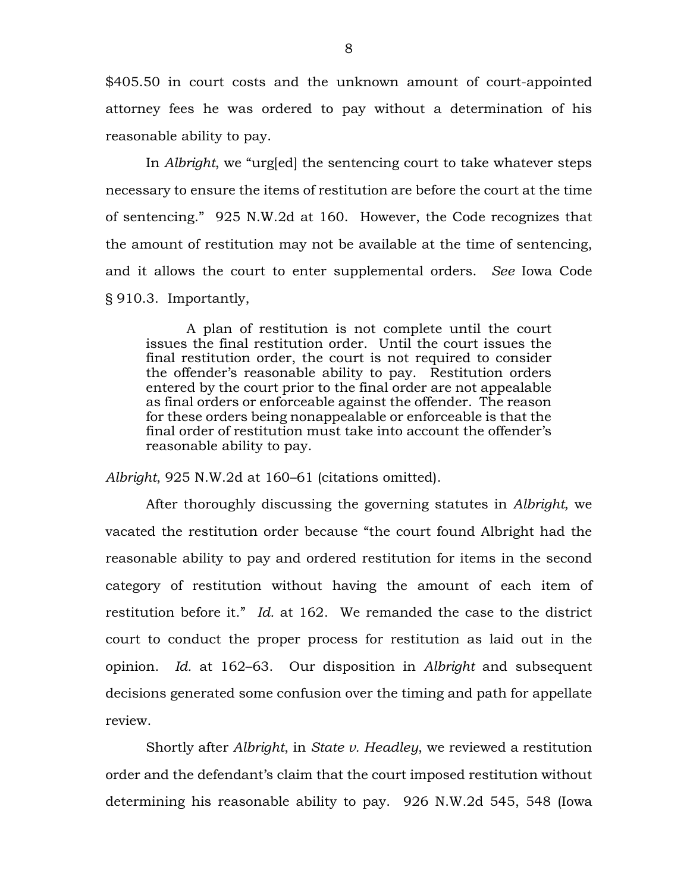$405.50 in court costs and the unknown amount of court-appointed attorney fees he was ordered to pay without a determination of his reasonable ability to pay.

In *Albright*, we "urg[ed] the sentencing court to take whatever steps necessary to ensure the items of restitution are before the court at the time of sentencing." 925 N.W.2d at 160. However, the Code recognizes that the amount of restitution may not be available at the time of sentencing, and it allows the court to enter supplemental orders. *See* Iowa Code § 910.3. Importantly,

> A plan of restitution is not complete until the court issues the final restitution order. Until the court issues the final restitution order, the court is not required to consider the offender's reasonable ability to pay. Restitution orders entered by the court prior to the final order are not appealable as final orders or enforceable against the offender. The reason for these orders being nonappealable or enforceable is that the final order of restitution must take into account the offender's reasonable ability to pay.

*Albright*, 925 N.W.2d at 160–61 (citations omitted).

After thoroughly discussing the governing statutes in *Albright*, we vacated the restitution order because "the court found Albright had the reasonable ability to pay and ordered restitution for items in the second category of restitution without having the amount of each item of restitution before it." *Id.* at 162. We remanded the case to the district court to conduct the proper process for restitution as laid out in the opinion. *Id.* at 162–63. Our disposition in *Albright* and subsequent decisions generated some confusion over the timing and path for appellate review.

Shortly after *Albright*, in *State v. Headley*, we reviewed a restitution order and the defendant's claim that the court imposed restitution without determining his reasonable ability to pay. 926 N.W.2d 545, 548 (Iowa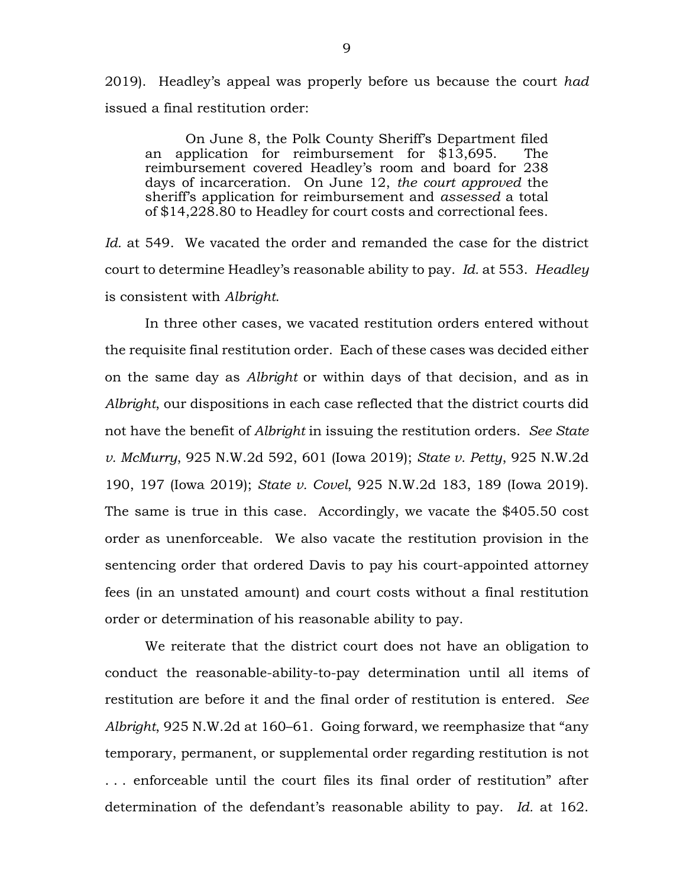2019). Headley's appeal was properly before us because the court *had* issued a final restitution order:

> On June 8, the Polk County Sheriff's Department filed an application for reimbursement for $13,695. The reimbursement covered Headley's room and board for 238 days of incarceration. On June 12, *the court approved* the sheriff's application for reimbursement and *assessed* a total of $14,228.80 to Headley for court costs and correctional fees.

*Id.* at 549. We vacated the order and remanded the case for the district court to determine Headley's reasonable ability to pay. *Id.* at 553. *Headley* is consistent with *Albright*.

In three other cases, we vacated restitution orders entered without the requisite final restitution order. Each of these cases was decided either on the same day as *Albright* or within days of that decision, and as in *Albright*, our dispositions in each case reflected that the district courts did not have the benefit of *Albright* in issuing the restitution orders. *See State v. McMurry*, 925 N.W.2d 592, 601 (Iowa 2019); *State v. Petty*, 925 N.W.2d 190, 197 (Iowa 2019); *State v. Covel*, 925 N.W.2d 183, 189 (Iowa 2019). The same is true in this case. Accordingly, we vacate the $405.50 cost order as unenforceable. We also vacate the restitution provision in the sentencing order that ordered Davis to pay his court-appointed attorney fees (in an unstated amount) and court costs without a final restitution order or determination of his reasonable ability to pay.

We reiterate that the district court does not have an obligation to conduct the reasonable-ability-to-pay determination until all items of restitution are before it and the final order of restitution is entered. *See Albright*, 925 N.W.2d at 160–61. Going forward, we reemphasize that "any temporary, permanent, or supplemental order regarding restitution is not . . . enforceable until the court files its final order of restitution" after determination of the defendant's reasonable ability to pay. *Id.* at 162.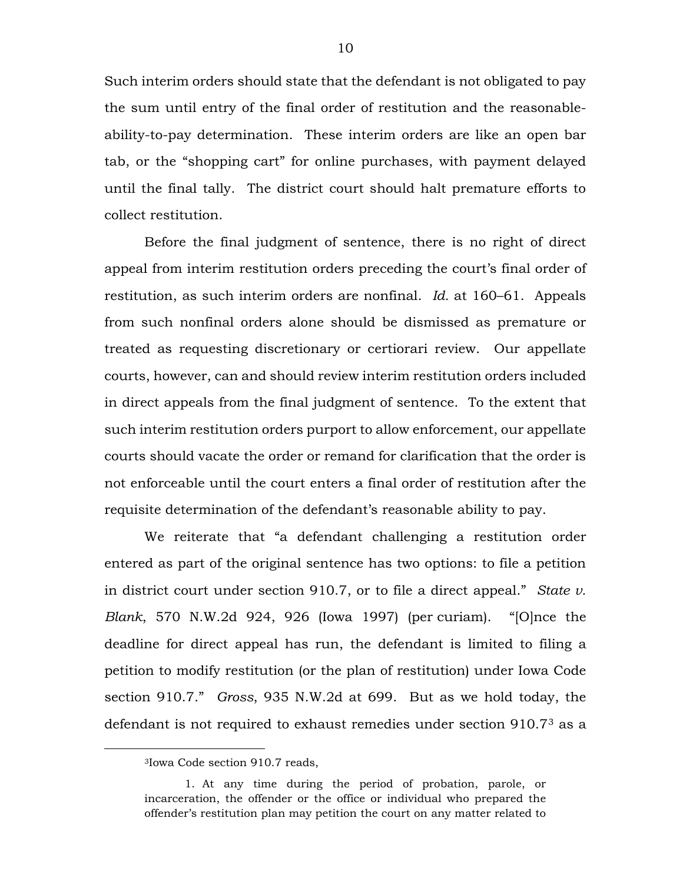Such interim orders should state that the defendant is not obligated to pay the sum until entry of the final order of restitution and the reasonable-ability-to-pay determination. These interim orders are like an open bar tab, or the "shopping cart" for online purchases, with payment delayed until the final tally. The district court should halt premature efforts to collect restitution.

Before the final judgment of sentence, there is no right of direct appeal from interim restitution orders preceding the court's final order of restitution, as such interim orders are nonfinal. *Id.* at 160–61. Appeals from such nonfinal orders alone should be dismissed as premature or treated as requesting discretionary or certiorari review. Our appellate courts, however, can and should review interim restitution orders included in direct appeals from the final judgment of sentence. To the extent that such interim restitution orders purport to allow enforcement, our appellate courts should vacate the order or remand for clarification that the order is not enforceable until the court enters a final order of restitution after the requisite determination of the defendant's reasonable ability to pay.

We reiterate that "a defendant challenging a restitution order entered as part of the original sentence has two options: to file a petition in district court under section 910.7, or to file a direct appeal." *State v. Blank*, 570 N.W.2d 924, 926 (Iowa 1997) (per curiam). "[O]nce the deadline for direct appeal has run, the defendant is limited to filing a petition to modify restitution (or the plan of restitution) under Iowa Code section 910.7." *Gross*, 935 N.W.2d at 699. But as we hold today, the defendant is not required to exhaust remedies under section 910.7[3] as a

---

[3]Iowa Code section 910.7 reads,

> 1. At any time during the period of probation, parole, or incarceration, the offender or the office or individual who prepared the offender's restitution plan may petition the court on any matter related to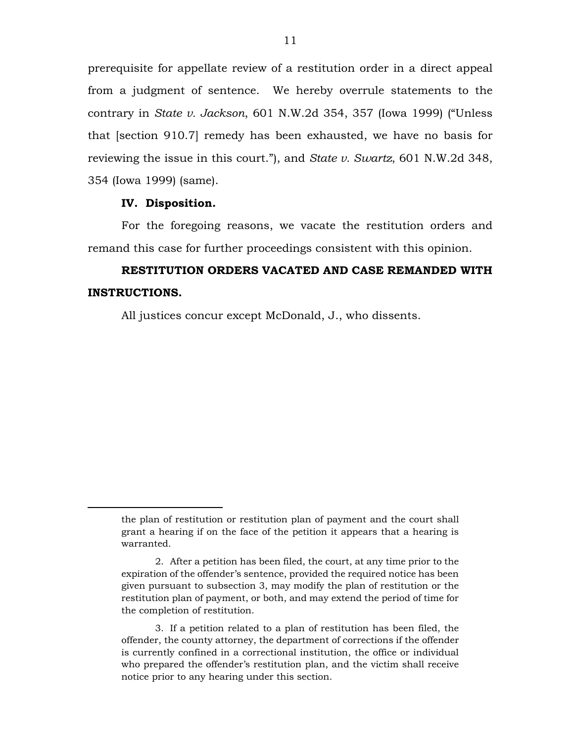prerequisite for appellate review of a restitution order in a direct appeal from a judgment of sentence. We hereby overrule statements to the contrary in *State v. Jackson*, 601 N.W.2d 354, 357 (Iowa 1999) ("Unless that [section 910.7] remedy has been exhausted, we have no basis for reviewing the issue in this court."), and *State v. Swartz*, 601 N.W.2d 348, 354 (Iowa 1999) (same).

**IV. Disposition.**

For the foregoing reasons, we vacate the restitution orders and remand this case for further proceedings consistent with this opinion.

**RESTITUTION ORDERS VACATED AND CASE REMANDED WITH INSTRUCTIONS.**

All justices concur except McDonald, J., who dissents.

---

the plan of restitution or restitution plan of payment and the court shall grant a hearing if on the face of the petition it appears that a hearing is warranted.

2. After a petition has been filed, the court, at any time prior to the expiration of the offender's sentence, provided the required notice has been given pursuant to subsection 3, may modify the plan of restitution or the restitution plan of payment, or both, and may extend the period of time for the completion of restitution.

3. If a petition related to a plan of restitution has been filed, the offender, the county attorney, the department of corrections if the offender is currently confined in a correctional institution, the office or individual who prepared the offender's restitution plan, and the victim shall receive notice prior to any hearing under this section.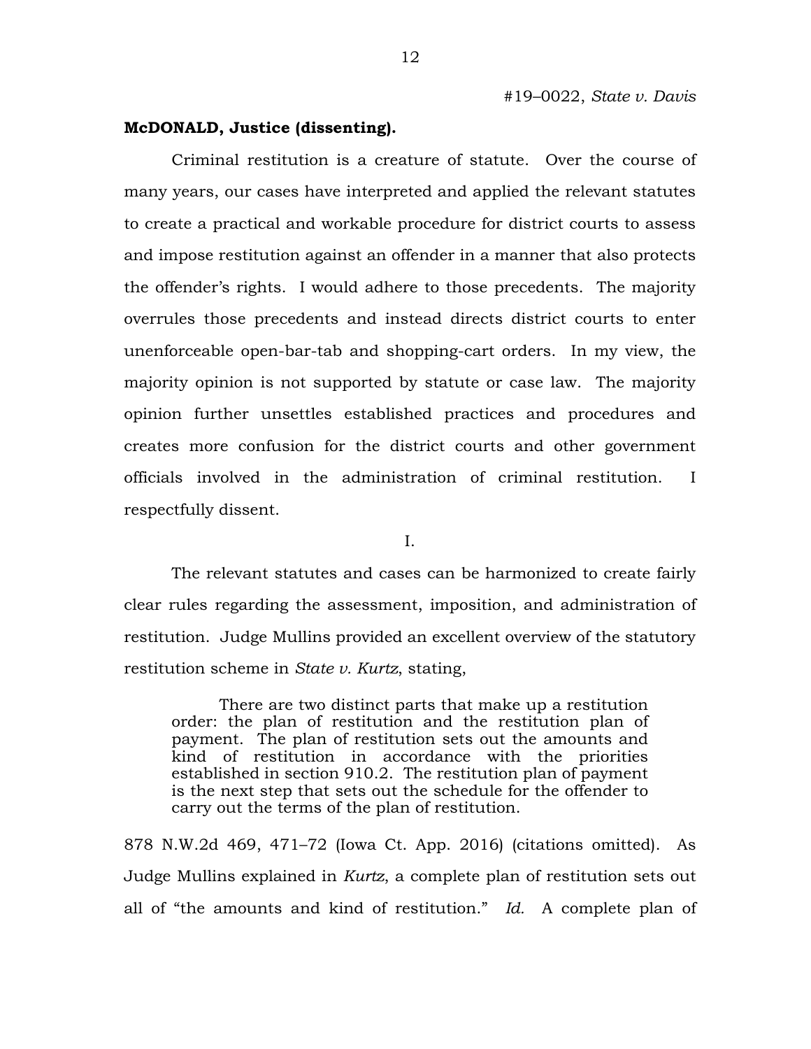#19–0022, *State v. Davis*

**McDONALD, Justice (dissenting).**

Criminal restitution is a creature of statute. Over the course of many years, our cases have interpreted and applied the relevant statutes to create a practical and workable procedure for district courts to assess and impose restitution against an offender in a manner that also protects the offender's rights. I would adhere to those precedents. The majority overrules those precedents and instead directs district courts to enter unenforceable open-bar-tab and shopping-cart orders. In my view, the majority opinion is not supported by statute or case law. The majority opinion further unsettles established practices and procedures and creates more confusion for the district courts and other government officials involved in the administration of criminal restitution. I respectfully dissent.

I.

The relevant statutes and cases can be harmonized to create fairly clear rules regarding the assessment, imposition, and administration of restitution. Judge Mullins provided an excellent overview of the statutory restitution scheme in *State v. Kurtz*, stating,

> There are two distinct parts that make up a restitution order: the plan of restitution and the restitution plan of payment. The plan of restitution sets out the amounts and kind of restitution in accordance with the priorities established in section 910.2. The restitution plan of payment is the next step that sets out the schedule for the offender to carry out the terms of the plan of restitution.

878 N.W.2d 469, 471–72 (Iowa Ct. App. 2016) (citations omitted). As Judge Mullins explained in *Kurtz*, a complete plan of restitution sets out all of "the amounts and kind of restitution." *Id.* A complete plan of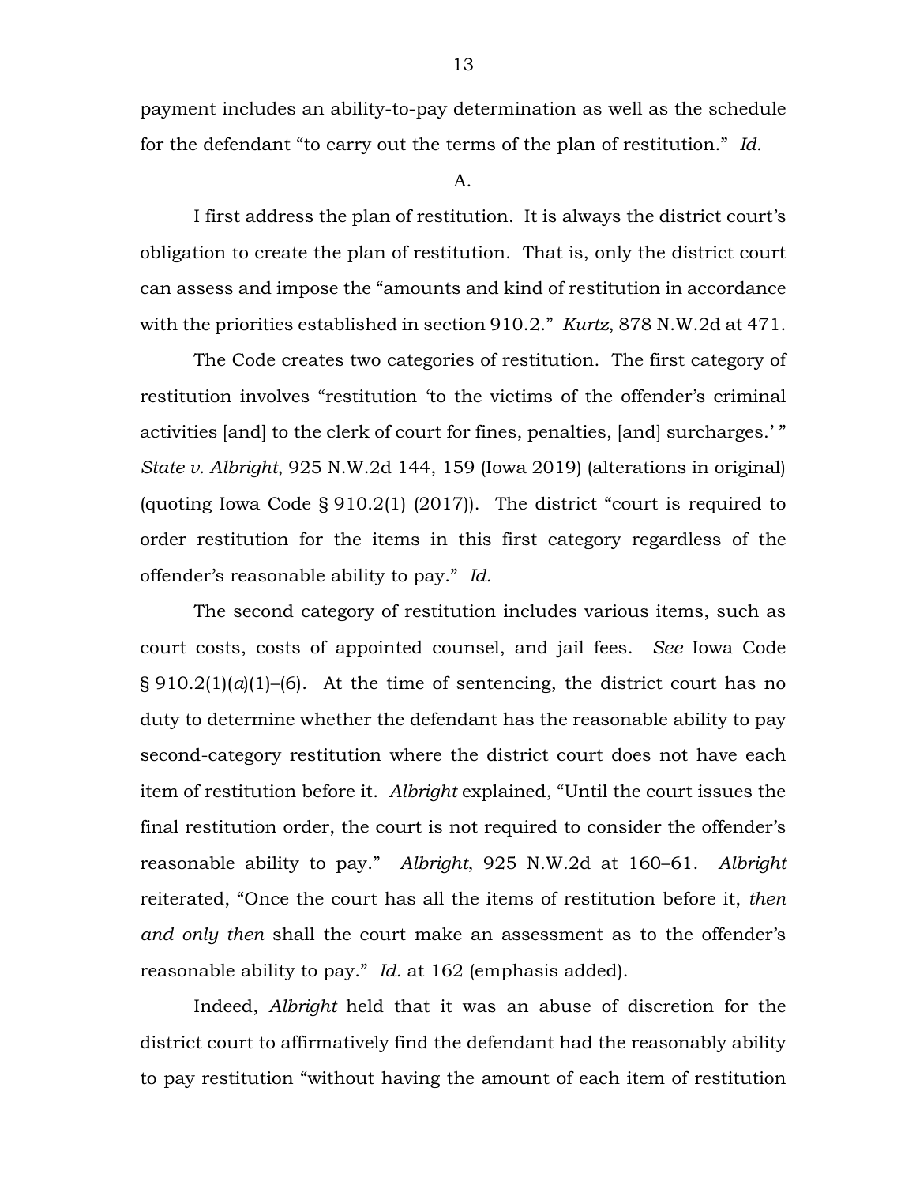payment includes an ability-to-pay determination as well as the schedule for the defendant "to carry out the terms of the plan of restitution." *Id.*

A.

I first address the plan of restitution. It is always the district court's obligation to create the plan of restitution. That is, only the district court can assess and impose the "amounts and kind of restitution in accordance with the priorities established in section 910.2." *Kurtz*, 878 N.W.2d at 471.

The Code creates two categories of restitution. The first category of restitution involves "restitution 'to the victims of the offender's criminal activities [and] to the clerk of court for fines, penalties, [and] surcharges.' " *State v. Albright*, 925 N.W.2d 144, 159 (Iowa 2019) (alterations in original) (quoting Iowa Code § 910.2(1) (2017)). The district "court is required to order restitution for the items in this first category regardless of the offender's reasonable ability to pay." *Id.*

The second category of restitution includes various items, such as court costs, costs of appointed counsel, and jail fees. *See* Iowa Code § 910.2(1)(*a*)(1)–(6). At the time of sentencing, the district court has no duty to determine whether the defendant has the reasonable ability to pay second-category restitution where the district court does not have each item of restitution before it. *Albright* explained, "Until the court issues the final restitution order, the court is not required to consider the offender's reasonable ability to pay." *Albright*, 925 N.W.2d at 160–61. *Albright* reiterated, "Once the court has all the items of restitution before it, *then and only then* shall the court make an assessment as to the offender's reasonable ability to pay." *Id.* at 162 (emphasis added).

Indeed, *Albright* held that it was an abuse of discretion for the district court to affirmatively find the defendant had the reasonably ability to pay restitution "without having the amount of each item of restitution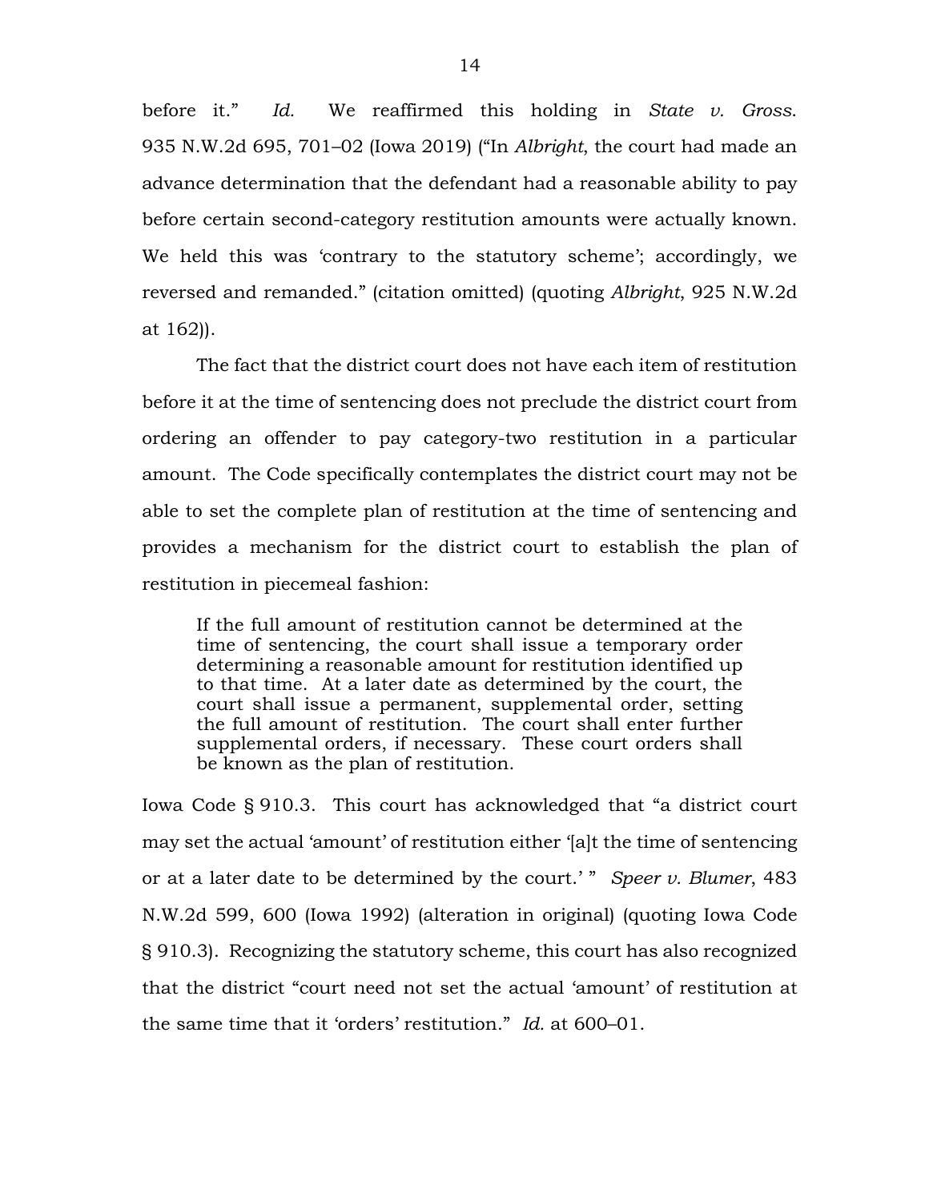before it." *Id.* We reaffirmed this holding in *State v. Gross*. 935 N.W.2d 695, 701–02 (Iowa 2019) ("In *Albright*, the court had made an advance determination that the defendant had a reasonable ability to pay before certain second-category restitution amounts were actually known. We held this was 'contrary to the statutory scheme'; accordingly, we reversed and remanded." (citation omitted) (quoting *Albright*, 925 N.W.2d at 162)).

The fact that the district court does not have each item of restitution before it at the time of sentencing does not preclude the district court from ordering an offender to pay category-two restitution in a particular amount. The Code specifically contemplates the district court may not be able to set the complete plan of restitution at the time of sentencing and provides a mechanism for the district court to establish the plan of restitution in piecemeal fashion:

> If the full amount of restitution cannot be determined at the time of sentencing, the court shall issue a temporary order determining a reasonable amount for restitution identified up to that time. At a later date as determined by the court, the court shall issue a permanent, supplemental order, setting the full amount of restitution. The court shall enter further supplemental orders, if necessary. These court orders shall be known as the plan of restitution.

Iowa Code § 910.3. This court has acknowledged that "a district court may set the actual 'amount' of restitution either '[a]t the time of sentencing or at a later date to be determined by the court.' " *Speer v. Blumer*, 483 N.W.2d 599, 600 (Iowa 1992) (alteration in original) (quoting Iowa Code § 910.3). Recognizing the statutory scheme, this court has also recognized that the district "court need not set the actual 'amount' of restitution at the same time that it 'orders' restitution." *Id.* at 600–01.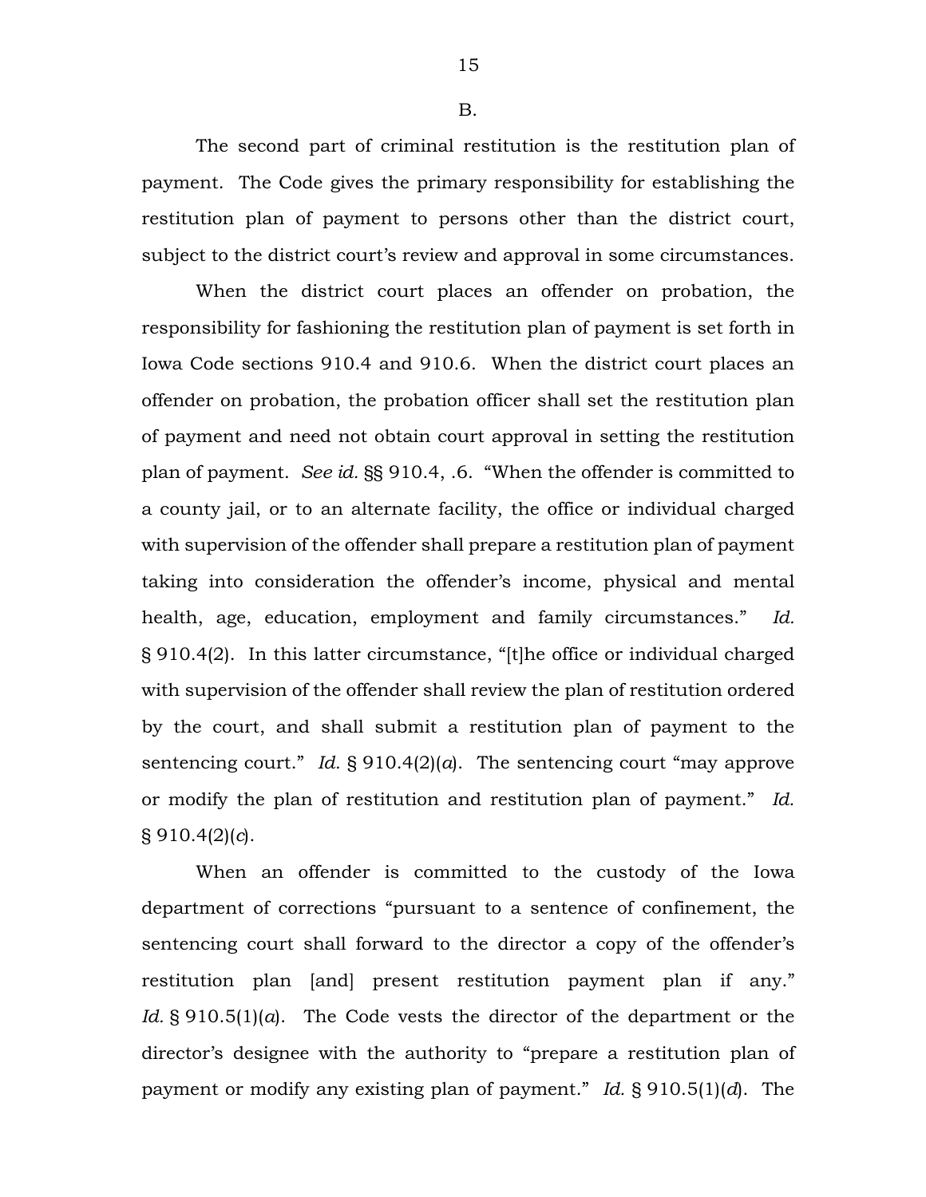B.

The second part of criminal restitution is the restitution plan of payment. The Code gives the primary responsibility for establishing the restitution plan of payment to persons other than the district court, subject to the district court's review and approval in some circumstances.

When the district court places an offender on probation, the responsibility for fashioning the restitution plan of payment is set forth in Iowa Code sections 910.4 and 910.6. When the district court places an offender on probation, the probation officer shall set the restitution plan of payment and need not obtain court approval in setting the restitution plan of payment. *See id.* §§ 910.4, .6. "When the offender is committed to a county jail, or to an alternate facility, the office or individual charged with supervision of the offender shall prepare a restitution plan of payment taking into consideration the offender's income, physical and mental health, age, education, employment and family circumstances." *Id.* § 910.4(2). In this latter circumstance, "[t]he office or individual charged with supervision of the offender shall review the plan of restitution ordered by the court, and shall submit a restitution plan of payment to the sentencing court." *Id.* § 910.4(2)(*a*). The sentencing court "may approve or modify the plan of restitution and restitution plan of payment." *Id.* § 910.4(2)(*c*).

When an offender is committed to the custody of the Iowa department of corrections "pursuant to a sentence of confinement, the sentencing court shall forward to the director a copy of the offender's restitution plan [and] present restitution payment plan if any." *Id.* § 910.5(1)(*a*). The Code vests the director of the department or the director's designee with the authority to "prepare a restitution plan of payment or modify any existing plan of payment." *Id.* § 910.5(1)(*d*). The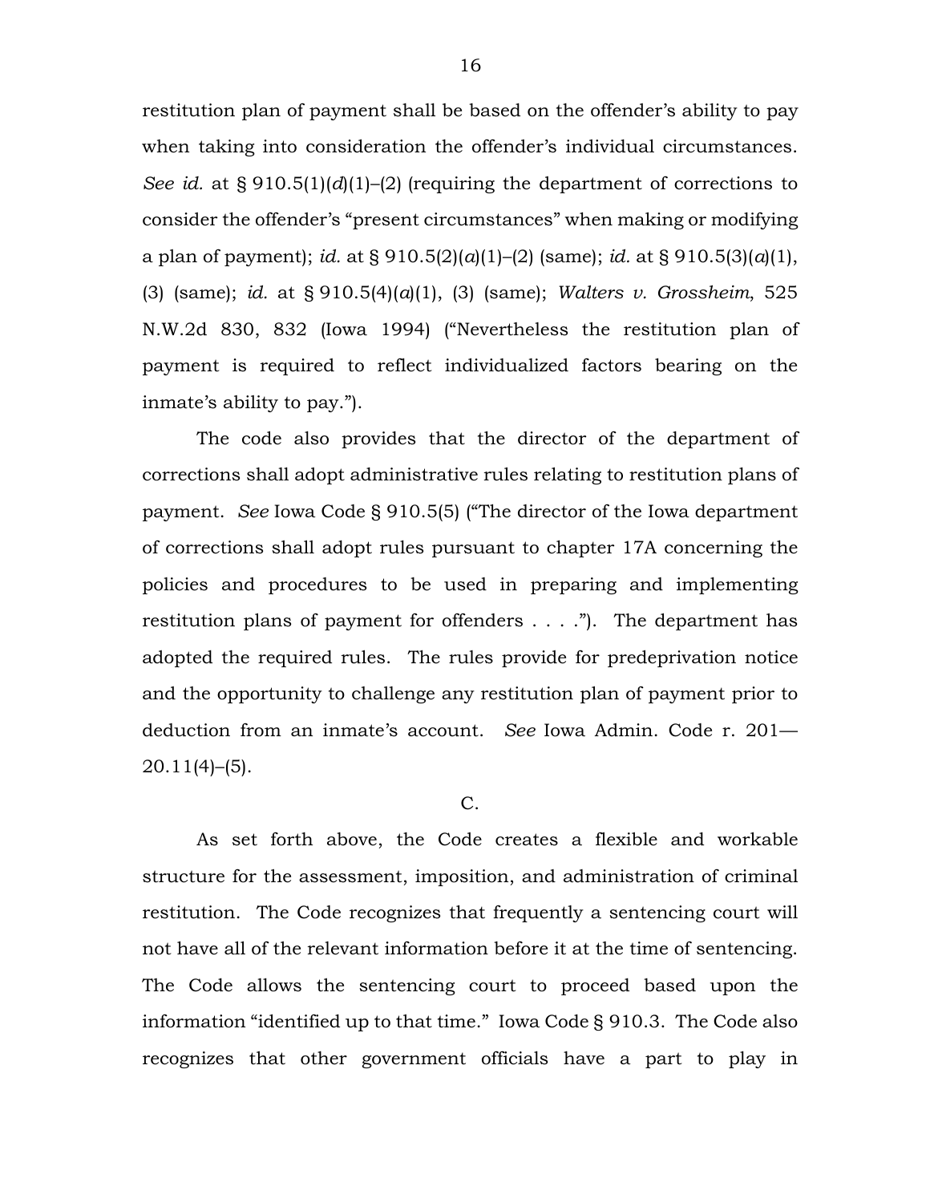restitution plan of payment shall be based on the offender's ability to pay when taking into consideration the offender's individual circumstances. *See id.* at § 910.5(1)(*d*)(1)–(2) (requiring the department of corrections to consider the offender's "present circumstances" when making or modifying a plan of payment); *id.* at § 910.5(2)(*a*)(1)–(2) (same); *id.* at § 910.5(3)(*a*)(1), (3) (same); *id.* at § 910.5(4)(*a*)(1), (3) (same); *Walters v. Grossheim*, 525 N.W.2d 830, 832 (Iowa 1994) ("Nevertheless the restitution plan of payment is required to reflect individualized factors bearing on the inmate's ability to pay.").

The code also provides that the director of the department of corrections shall adopt administrative rules relating to restitution plans of payment. *See* Iowa Code § 910.5(5) ("The director of the Iowa department of corrections shall adopt rules pursuant to chapter 17A concerning the policies and procedures to be used in preparing and implementing restitution plans of payment for offenders . . . ."). The department has adopted the required rules. The rules provide for predeprivation notice and the opportunity to challenge any restitution plan of payment prior to deduction from an inmate's account. *See* Iowa Admin. Code r. 201—20.11(4)–(5).

C.

As set forth above, the Code creates a flexible and workable structure for the assessment, imposition, and administration of criminal restitution. The Code recognizes that frequently a sentencing court will not have all of the relevant information before it at the time of sentencing. The Code allows the sentencing court to proceed based upon the information "identified up to that time." Iowa Code § 910.3. The Code also recognizes that other government officials have a part to play in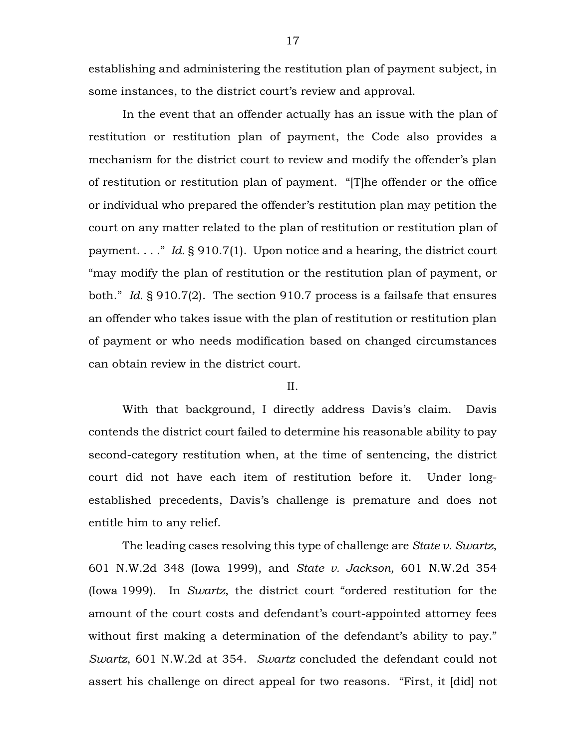establishing and administering the restitution plan of payment subject, in some instances, to the district court's review and approval.

In the event that an offender actually has an issue with the plan of restitution or restitution plan of payment, the Code also provides a mechanism for the district court to review and modify the offender's plan of restitution or restitution plan of payment. "[T]he offender or the office or individual who prepared the offender's restitution plan may petition the court on any matter related to the plan of restitution or restitution plan of payment. . . ." *Id.* § 910.7(1). Upon notice and a hearing, the district court "may modify the plan of restitution or the restitution plan of payment, or both." *Id.* § 910.7(2). The section 910.7 process is a failsafe that ensures an offender who takes issue with the plan of restitution or restitution plan of payment or who needs modification based on changed circumstances can obtain review in the district court.

II.

With that background, I directly address Davis's claim. Davis contends the district court failed to determine his reasonable ability to pay second-category restitution when, at the time of sentencing, the district court did not have each item of restitution before it. Under long-established precedents, Davis's challenge is premature and does not entitle him to any relief.

The leading cases resolving this type of challenge are *State v. Swartz*, 601 N.W.2d 348 (Iowa 1999), and *State v. Jackson*, 601 N.W.2d 354 (Iowa 1999). In *Swartz*, the district court "ordered restitution for the amount of the court costs and defendant's court-appointed attorney fees without first making a determination of the defendant's ability to pay." *Swartz*, 601 N.W.2d at 354. *Swartz* concluded the defendant could not assert his challenge on direct appeal for two reasons. "First, it [did] not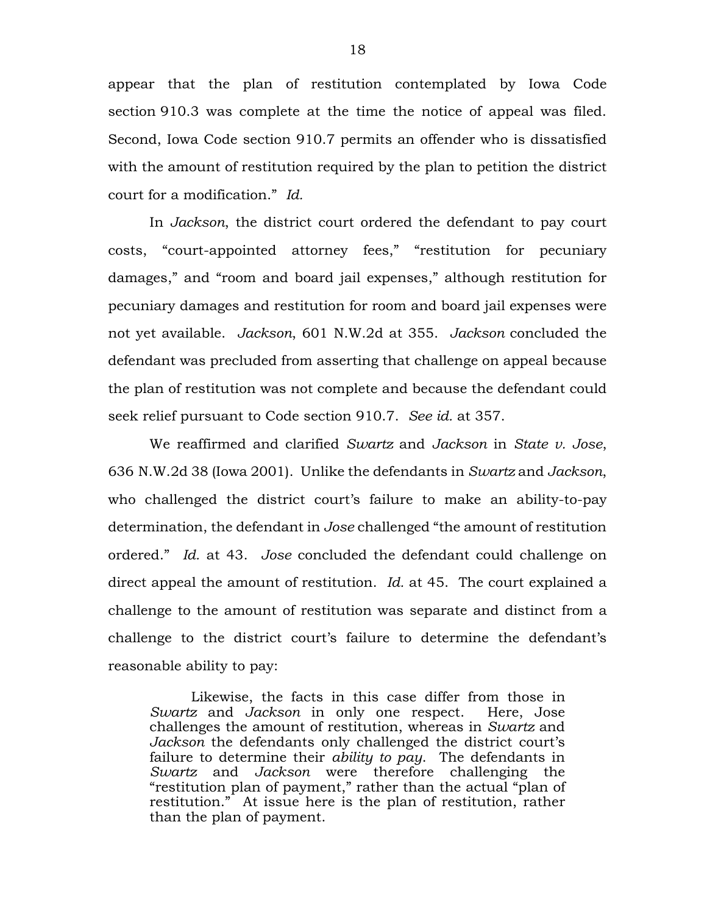appear that the plan of restitution contemplated by Iowa Code section 910.3 was complete at the time the notice of appeal was filed. Second, Iowa Code section 910.7 permits an offender who is dissatisfied with the amount of restitution required by the plan to petition the district court for a modification." *Id.*

In *Jackson*, the district court ordered the defendant to pay court costs, "court-appointed attorney fees," "restitution for pecuniary damages," and "room and board jail expenses," although restitution for pecuniary damages and restitution for room and board jail expenses were not yet available. *Jackson*, 601 N.W.2d at 355. *Jackson* concluded the defendant was precluded from asserting that challenge on appeal because the plan of restitution was not complete and because the defendant could seek relief pursuant to Code section 910.7. *See id.* at 357.

We reaffirmed and clarified *Swartz* and *Jackson* in *State v. Jose*, 636 N.W.2d 38 (Iowa 2001). Unlike the defendants in *Swartz* and *Jackson*, who challenged the district court's failure to make an ability-to-pay determination, the defendant in *Jose* challenged "the amount of restitution ordered." *Id.* at 43. *Jose* concluded the defendant could challenge on direct appeal the amount of restitution. *Id.* at 45. The court explained a challenge to the amount of restitution was separate and distinct from a challenge to the district court's failure to determine the defendant's reasonable ability to pay:

> Likewise, the facts in this case differ from those in *Swartz* and *Jackson* in only one respect. Here, Jose challenges the amount of restitution, whereas in *Swartz* and *Jackson* the defendants only challenged the district court's failure to determine their *ability to pay*. The defendants in *Swartz* and *Jackson* were therefore challenging the "restitution plan of payment," rather than the actual "plan of restitution." At issue here is the plan of restitution, rather than the plan of payment.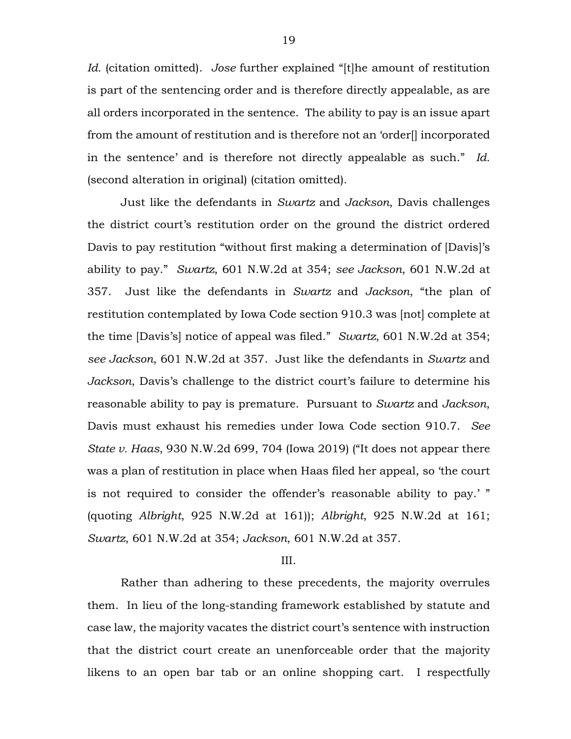*Id.* (citation omitted). *Jose* further explained "[t]he amount of restitution is part of the sentencing order and is therefore directly appealable, as are all orders incorporated in the sentence. The ability to pay is an issue apart from the amount of restitution and is therefore not an 'order[] incorporated in the sentence' and is therefore not directly appealable as such." *Id.* (second alteration in original) (citation omitted).

Just like the defendants in *Swartz* and *Jackson*, Davis challenges the district court's restitution order on the ground the district ordered Davis to pay restitution "without first making a determination of [Davis]'s ability to pay." *Swartz*, 601 N.W.2d at 354; *see Jackson*, 601 N.W.2d at 357. Just like the defendants in *Swartz* and *Jackson*, "the plan of restitution contemplated by Iowa Code section 910.3 was [not] complete at the time [Davis's] notice of appeal was filed." *Swartz*, 601 N.W.2d at 354; *see Jackson*, 601 N.W.2d at 357. Just like the defendants in *Swartz* and *Jackson*, Davis's challenge to the district court's failure to determine his reasonable ability to pay is premature. Pursuant to *Swartz* and *Jackson*, Davis must exhaust his remedies under Iowa Code section 910.7. *See State v. Haas*, 930 N.W.2d 699, 704 (Iowa 2019) ("It does not appear there was a plan of restitution in place when Haas filed her appeal, so 'the court is not required to consider the offender's reasonable ability to pay.' " (quoting *Albright*, 925 N.W.2d at 161)); *Albright*, 925 N.W.2d at 161; *Swartz*, 601 N.W.2d at 354; *Jackson*, 601 N.W.2d at 357.

III.

Rather than adhering to these precedents, the majority overrules them. In lieu of the long-standing framework established by statute and case law, the majority vacates the district court's sentence with instruction that the district court create an unenforceable order that the majority likens to an open bar tab or an online shopping cart. I respectfully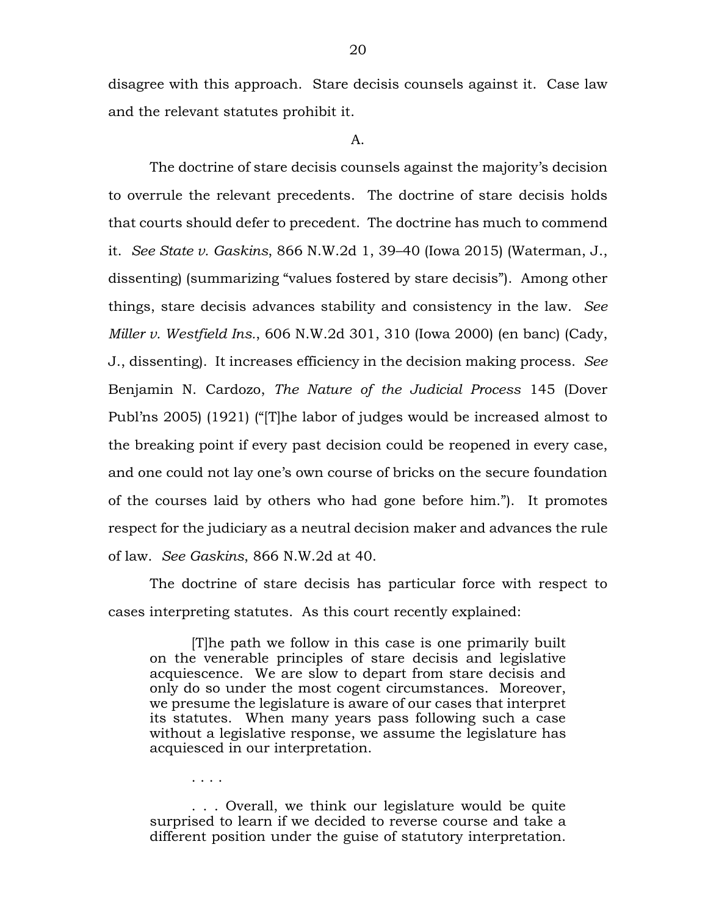disagree with this approach. Stare decisis counsels against it. Case law and the relevant statutes prohibit it.

A.

The doctrine of stare decisis counsels against the majority's decision to overrule the relevant precedents. The doctrine of stare decisis holds that courts should defer to precedent. The doctrine has much to commend it. *See State v. Gaskins*, 866 N.W.2d 1, 39–40 (Iowa 2015) (Waterman, J., dissenting) (summarizing "values fostered by stare decisis"). Among other things, stare decisis advances stability and consistency in the law. *See Miller v. Westfield Ins.*, 606 N.W.2d 301, 310 (Iowa 2000) (en banc) (Cady, J., dissenting). It increases efficiency in the decision making process. *See* Benjamin N. Cardozo, *The Nature of the Judicial Process* 145 (Dover Publ'ns 2005) (1921) ("[T]he labor of judges would be increased almost to the breaking point if every past decision could be reopened in every case, and one could not lay one's own course of bricks on the secure foundation of the courses laid by others who had gone before him."). It promotes respect for the judiciary as a neutral decision maker and advances the rule of law. *See Gaskins*, 866 N.W.2d at 40.

The doctrine of stare decisis has particular force with respect to cases interpreting statutes. As this court recently explained:

> [T]he path we follow in this case is one primarily built on the venerable principles of stare decisis and legislative acquiescence. We are slow to depart from stare decisis and only do so under the most cogent circumstances. Moreover, we presume the legislature is aware of our cases that interpret its statutes. When many years pass following such a case without a legislative response, we assume the legislature has acquiesced in our interpretation.
>
> . . . .
>
> . . . Overall, we think our legislature would be quite surprised to learn if we decided to reverse course and take a different position under the guise of statutory interpretation.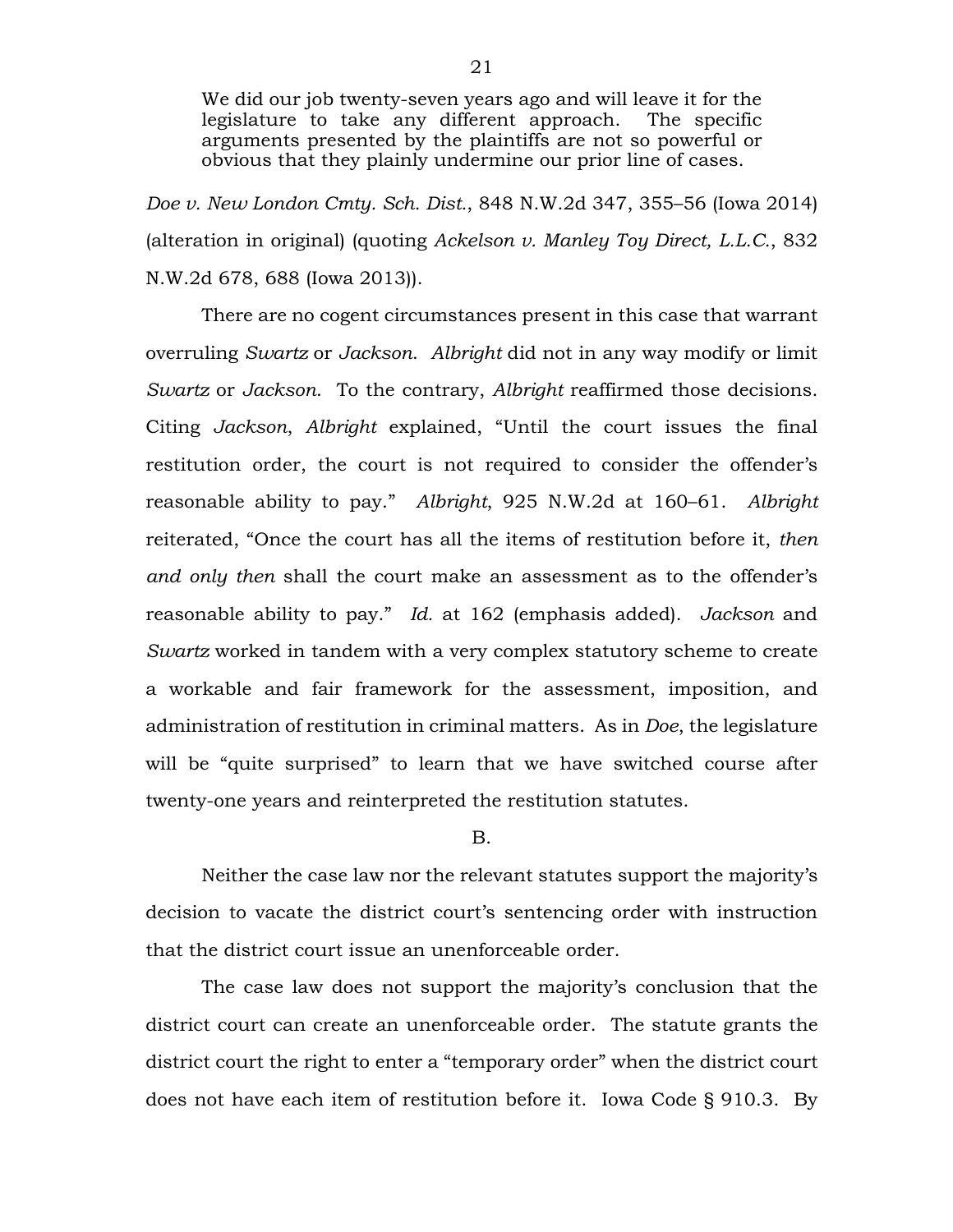> We did our job twenty-seven years ago and will leave it for the legislature to take any different approach. The specific arguments presented by the plaintiffs are not so powerful or obvious that they plainly undermine our prior line of cases.

*Doe v. New London Cmty. Sch. Dist.*, 848 N.W.2d 347, 355–56 (Iowa 2014) (alteration in original) (quoting *Ackelson v. Manley Toy Direct, L.L.C.*, 832 N.W.2d 678, 688 (Iowa 2013)).

There are no cogent circumstances present in this case that warrant overruling *Swartz* or *Jackson*. *Albright* did not in any way modify or limit *Swartz* or *Jackson*. To the contrary, *Albright* reaffirmed those decisions. Citing *Jackson*, *Albright* explained, "Until the court issues the final restitution order, the court is not required to consider the offender's reasonable ability to pay." *Albright*, 925 N.W.2d at 160–61. *Albright* reiterated, "Once the court has all the items of restitution before it, *then and only then* shall the court make an assessment as to the offender's reasonable ability to pay." *Id.* at 162 (emphasis added). *Jackson* and *Swartz* worked in tandem with a very complex statutory scheme to create a workable and fair framework for the assessment, imposition, and administration of restitution in criminal matters. As in *Doe*, the legislature will be "quite surprised" to learn that we have switched course after twenty-one years and reinterpreted the restitution statutes.

B.

Neither the case law nor the relevant statutes support the majority's decision to vacate the district court's sentencing order with instruction that the district court issue an unenforceable order.

The case law does not support the majority's conclusion that the district court can create an unenforceable order. The statute grants the district court the right to enter a "temporary order" when the district court does not have each item of restitution before it. Iowa Code § 910.3. By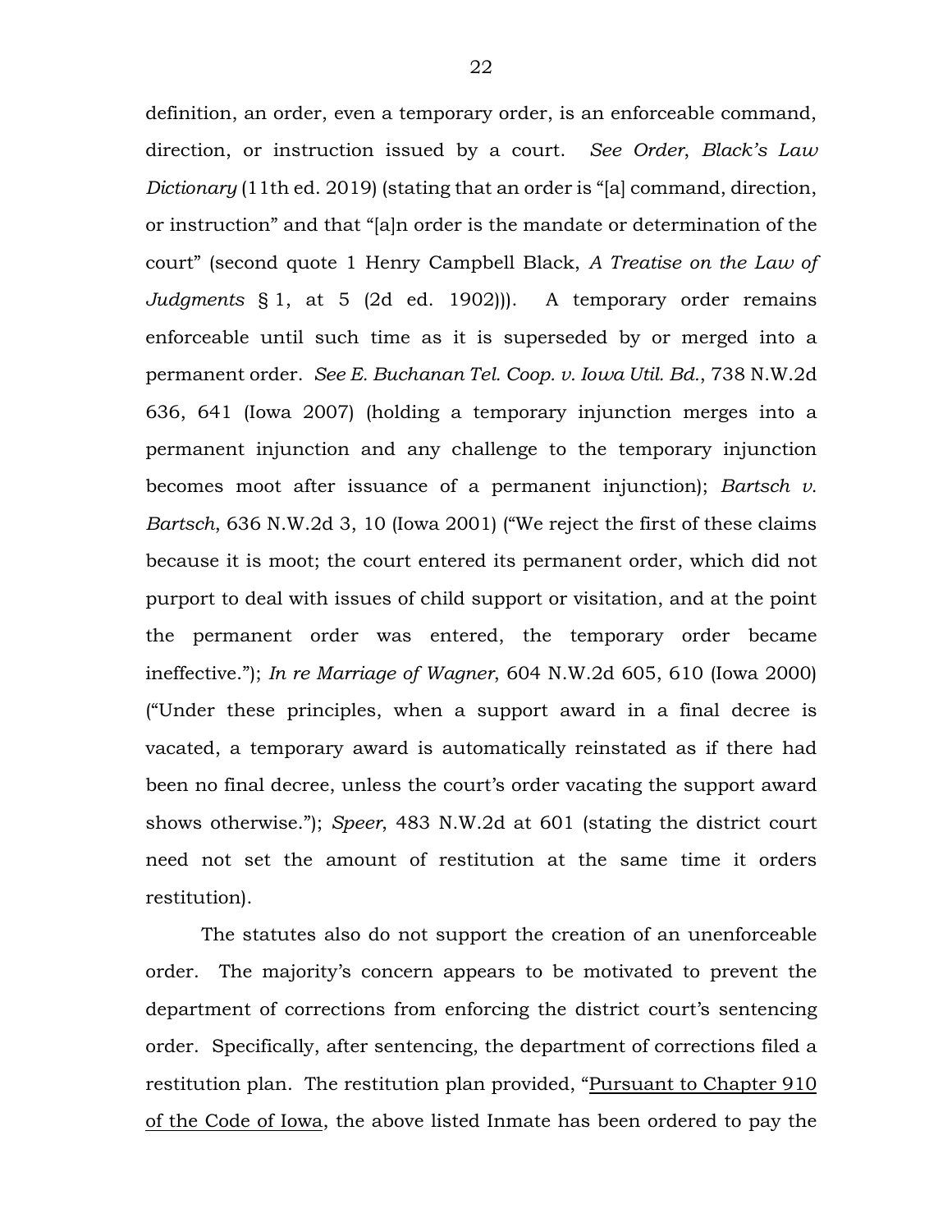definition, an order, even a temporary order, is an enforceable command, direction, or instruction issued by a court. *See Order*, *Black's Law Dictionary* (11th ed. 2019) (stating that an order is "[a] command, direction, or instruction" and that "[a]n order is the mandate or determination of the court" (second quote 1 Henry Campbell Black, *A Treatise on the Law of Judgments* § 1, at 5 (2d ed. 1902))). A temporary order remains enforceable until such time as it is superseded by or merged into a permanent order. *See E. Buchanan Tel. Coop. v. Iowa Util. Bd.*, 738 N.W.2d 636, 641 (Iowa 2007) (holding a temporary injunction merges into a permanent injunction and any challenge to the temporary injunction becomes moot after issuance of a permanent injunction); *Bartsch v. Bartsch*, 636 N.W.2d 3, 10 (Iowa 2001) ("We reject the first of these claims because it is moot; the court entered its permanent order, which did not purport to deal with issues of child support or visitation, and at the point the permanent order was entered, the temporary order became ineffective."); *In re Marriage of Wagner*, 604 N.W.2d 605, 610 (Iowa 2000) ("Under these principles, when a support award in a final decree is vacated, a temporary award is automatically reinstated as if there had been no final decree, unless the court's order vacating the support award shows otherwise."); *Speer*, 483 N.W.2d at 601 (stating the district court need not set the amount of restitution at the same time it orders restitution).

The statutes also do not support the creation of an unenforceable order. The majority's concern appears to be motivated to prevent the department of corrections from enforcing the district court's sentencing order. Specifically, after sentencing, the department of corrections filed a restitution plan. The restitution plan provided, "<u>Pursuant to Chapter 910 of the Code of Iowa</u>, the above listed Inmate has been ordered to pay the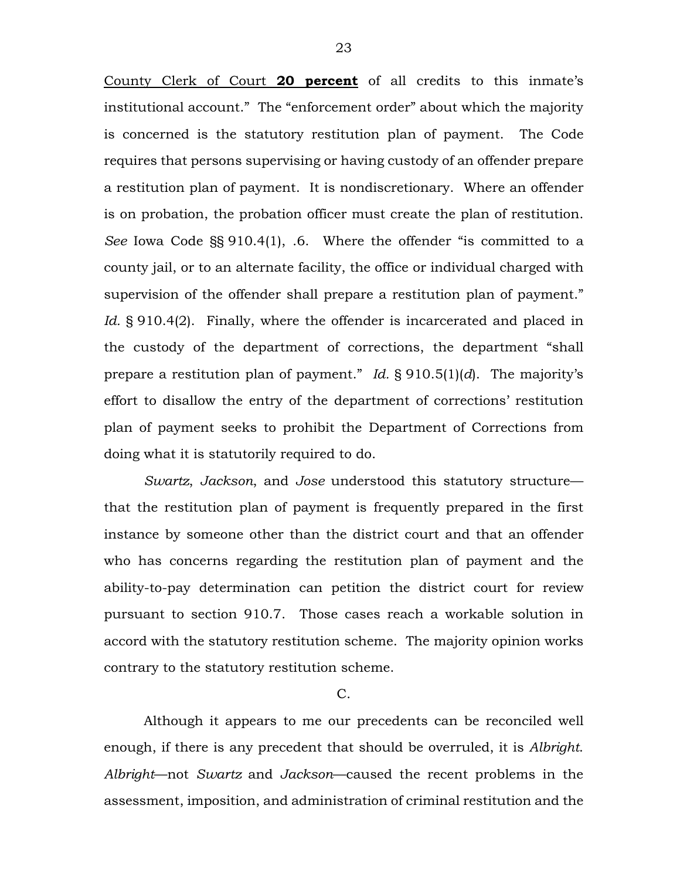County Clerk of Court **20 percent** of all credits to this inmate's institutional account." The "enforcement order" about which the majority is concerned is the statutory restitution plan of payment. The Code requires that persons supervising or having custody of an offender prepare a restitution plan of payment. It is nondiscretionary. Where an offender is on probation, the probation officer must create the plan of restitution. *See* Iowa Code §§ 910.4(1), .6. Where the offender "is committed to a county jail, or to an alternate facility, the office or individual charged with supervision of the offender shall prepare a restitution plan of payment." *Id.* § 910.4(2). Finally, where the offender is incarcerated and placed in the custody of the department of corrections, the department "shall prepare a restitution plan of payment." *Id.* § 910.5(1)(*d*). The majority's effort to disallow the entry of the department of corrections' restitution plan of payment seeks to prohibit the Department of Corrections from doing what it is statutorily required to do.

*Swartz*, *Jackson*, and *Jose* understood this statutory structure—that the restitution plan of payment is frequently prepared in the first instance by someone other than the district court and that an offender who has concerns regarding the restitution plan of payment and the ability-to-pay determination can petition the district court for review pursuant to section 910.7. Those cases reach a workable solution in accord with the statutory restitution scheme. The majority opinion works contrary to the statutory restitution scheme.

C.

Although it appears to me our precedents can be reconciled well enough, if there is any precedent that should be overruled, it is *Albright*. *Albright*—not *Swartz* and *Jackson*—caused the recent problems in the assessment, imposition, and administration of criminal restitution and the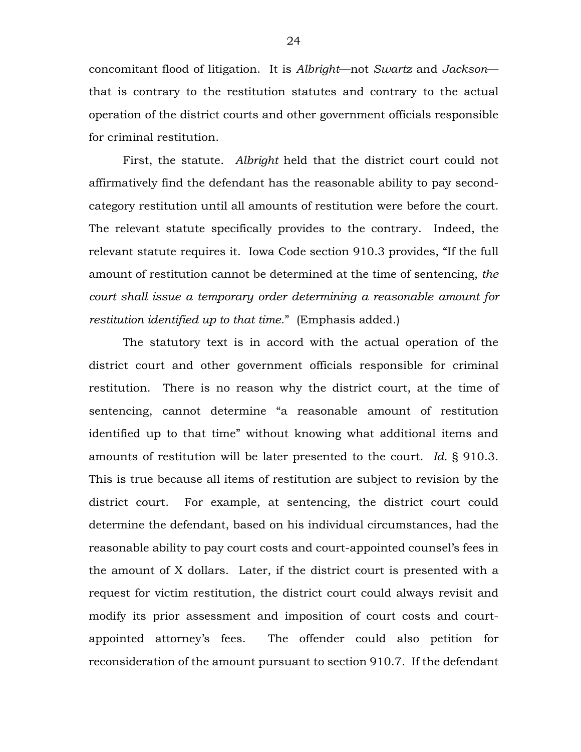concomitant flood of litigation. It is *Albright*—not *Swartz* and *Jackson*—that is contrary to the restitution statutes and contrary to the actual operation of the district courts and other government officials responsible for criminal restitution.

First, the statute. *Albright* held that the district court could not affirmatively find the defendant has the reasonable ability to pay second-category restitution until all amounts of restitution were before the court. The relevant statute specifically provides to the contrary. Indeed, the relevant statute requires it. Iowa Code section 910.3 provides, "If the full amount of restitution cannot be determined at the time of sentencing, *the court shall issue a temporary order determining a reasonable amount for restitution identified up to that time*." (Emphasis added.)

The statutory text is in accord with the actual operation of the district court and other government officials responsible for criminal restitution. There is no reason why the district court, at the time of sentencing, cannot determine "a reasonable amount of restitution identified up to that time" without knowing what additional items and amounts of restitution will be later presented to the court. *Id.* § 910.3. This is true because all items of restitution are subject to revision by the district court. For example, at sentencing, the district court could determine the defendant, based on his individual circumstances, had the reasonable ability to pay court costs and court-appointed counsel's fees in the amount of X dollars. Later, if the district court is presented with a request for victim restitution, the district court could always revisit and modify its prior assessment and imposition of court costs and court-appointed attorney's fees. The offender could also petition for reconsideration of the amount pursuant to section 910.7. If the defendant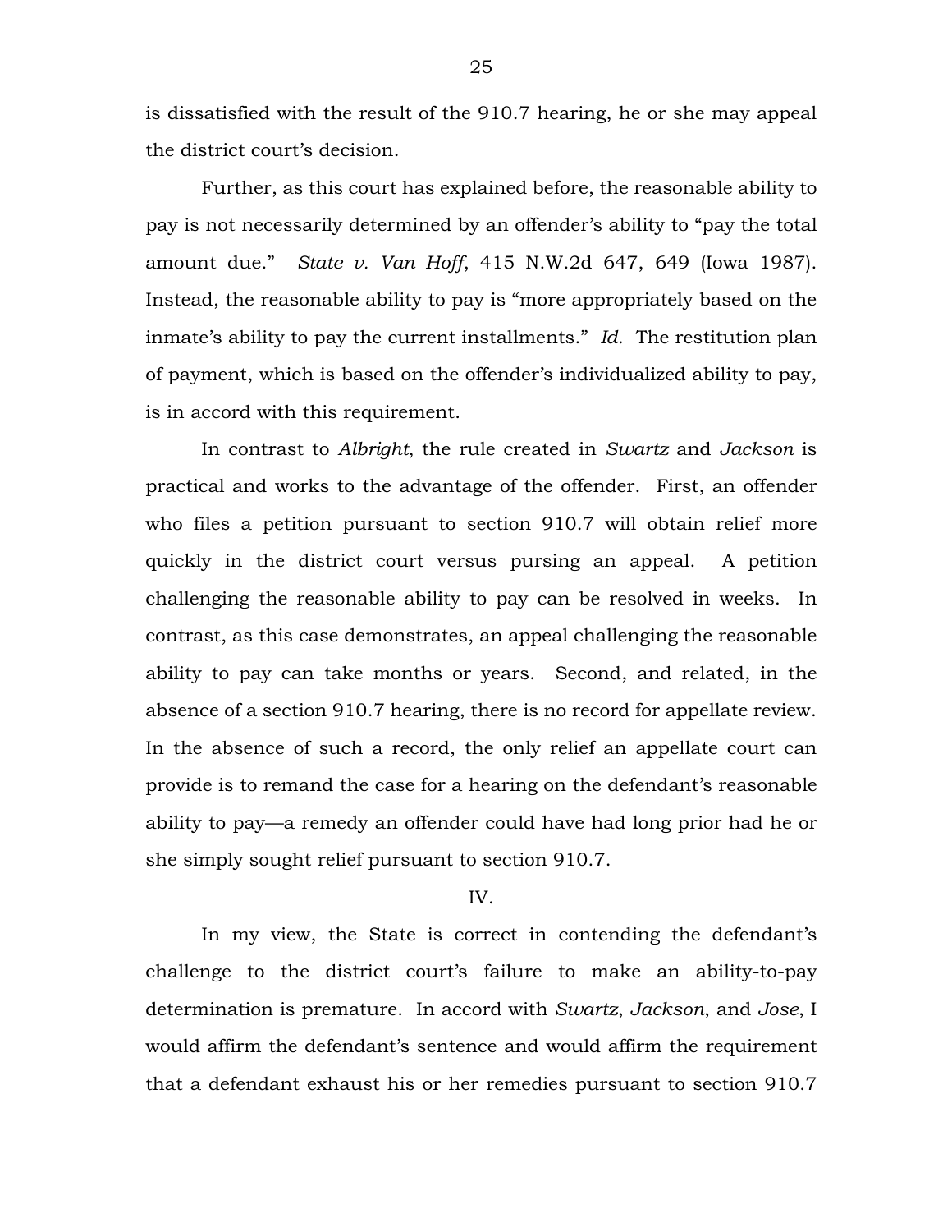is dissatisfied with the result of the 910.7 hearing, he or she may appeal the district court's decision.

Further, as this court has explained before, the reasonable ability to pay is not necessarily determined by an offender's ability to "pay the total amount due." *State v. Van Hoff*, 415 N.W.2d 647, 649 (Iowa 1987). Instead, the reasonable ability to pay is "more appropriately based on the inmate's ability to pay the current installments." *Id.* The restitution plan of payment, which is based on the offender's individualized ability to pay, is in accord with this requirement.

In contrast to *Albright*, the rule created in *Swartz* and *Jackson* is practical and works to the advantage of the offender. First, an offender who files a petition pursuant to section 910.7 will obtain relief more quickly in the district court versus pursing an appeal. A petition challenging the reasonable ability to pay can be resolved in weeks. In contrast, as this case demonstrates, an appeal challenging the reasonable ability to pay can take months or years. Second, and related, in the absence of a section 910.7 hearing, there is no record for appellate review. In the absence of such a record, the only relief an appellate court can provide is to remand the case for a hearing on the defendant's reasonable ability to pay—a remedy an offender could have had long prior had he or she simply sought relief pursuant to section 910.7.

IV.

In my view, the State is correct in contending the defendant's challenge to the district court's failure to make an ability-to-pay determination is premature. In accord with *Swartz*, *Jackson*, and *Jose*, I would affirm the defendant's sentence and would affirm the requirement that a defendant exhaust his or her remedies pursuant to section 910.7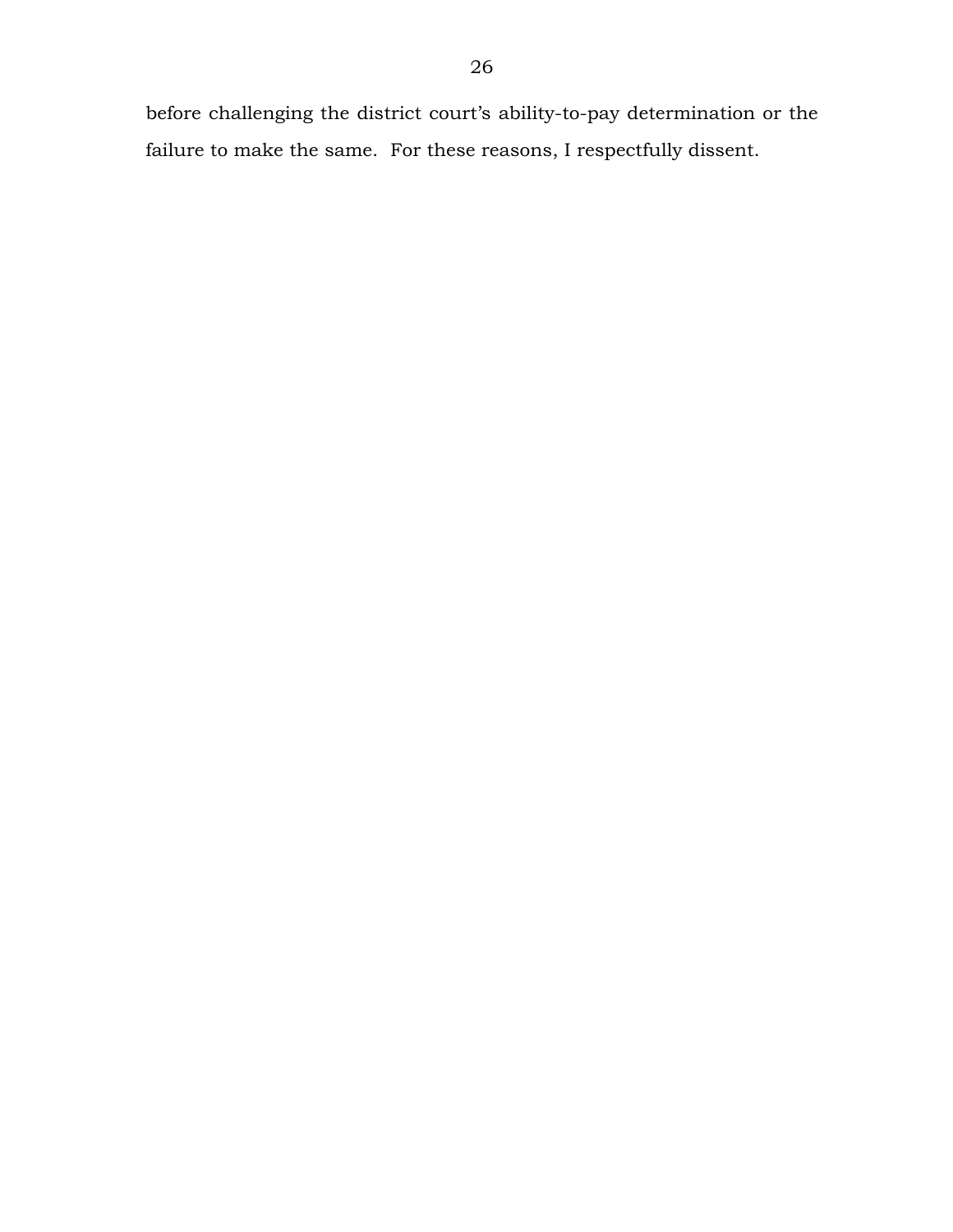before challenging the district court's ability-to-pay determination or the failure to make the same. For these reasons, I respectfully dissent.